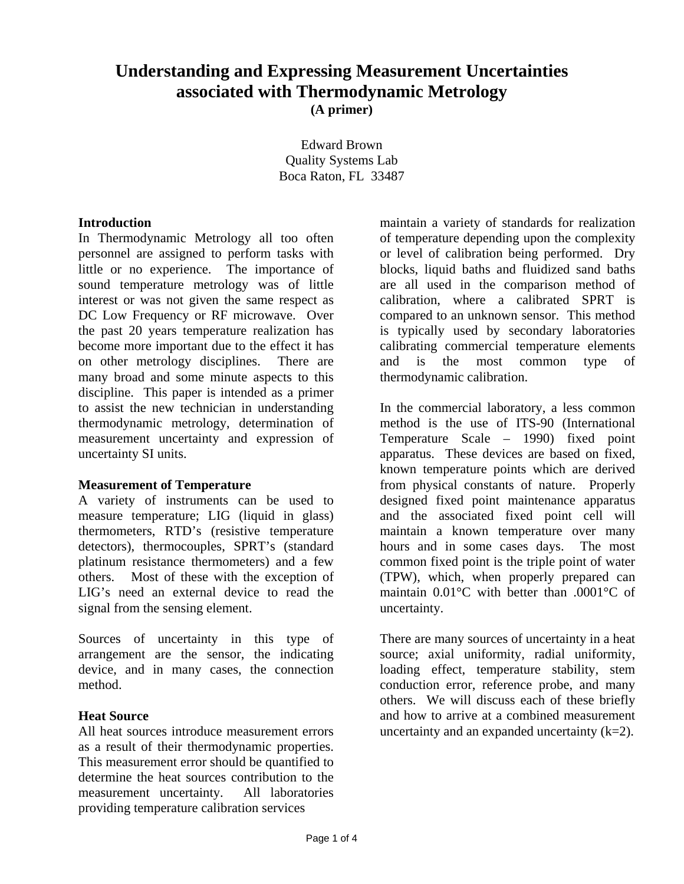# Understanding and Expressing Measurement Uncertainties associated with Thermodynamic Metrology

**(A primer)**

Edward Brown
Quality Systems Lab
Boca Raton, FL 33487

## Introduction

In Thermodynamic Metrology all too often personnel are assigned to perform tasks with little or no experience. The importance of sound temperature metrology was of little interest or was not given the same respect as DC Low Frequency or RF microwave. Over the past 20 years temperature realization has become more important due to the effect it has on other metrology disciplines. There are many broad and some minute aspects to this discipline. This paper is intended as a primer to assist the new technician in understanding thermodynamic metrology, determination of measurement uncertainty and expression of uncertainty SI units.

## Measurement of Temperature

A variety of instruments can be used to measure temperature; LIG (liquid in glass) thermometers, RTD's (resistive temperature detectors), thermocouples, SPRT's (standard platinum resistance thermometers) and a few others. Most of these with the exception of LIG's need an external device to read the signal from the sensing element.

Sources of uncertainty in this type of arrangement are the sensor, the indicating device, and in many cases, the connection method.

## Heat Source

All heat sources introduce measurement errors as a result of their thermodynamic properties. This measurement error should be quantified to determine the heat sources contribution to the measurement uncertainty. All laboratories providing temperature calibration services maintain a variety of standards for realization of temperature depending upon the complexity or level of calibration being performed. Dry blocks, liquid baths and fluidized sand baths are all used in the comparison method of calibration, where a calibrated SPRT is compared to an unknown sensor. This method is typically used by secondary laboratories calibrating commercial temperature elements and is the most common type of thermodynamic calibration.

In the commercial laboratory, a less common method is the use of ITS-90 (International Temperature Scale – 1990) fixed point apparatus. These devices are based on fixed, known temperature points which are derived from physical constants of nature. Properly designed fixed point maintenance apparatus and the associated fixed point cell will maintain a known temperature over many hours and in some cases days. The most common fixed point is the triple point of water (TPW), which, when properly prepared can maintain 0.01°C with better than .0001°C of uncertainty.

There are many sources of uncertainty in a heat source; axial uniformity, radial uniformity, loading effect, temperature stability, stem conduction error, reference probe, and many others. We will discuss each of these briefly and how to arrive at a combined measurement uncertainty and an expanded uncertainty (k=2).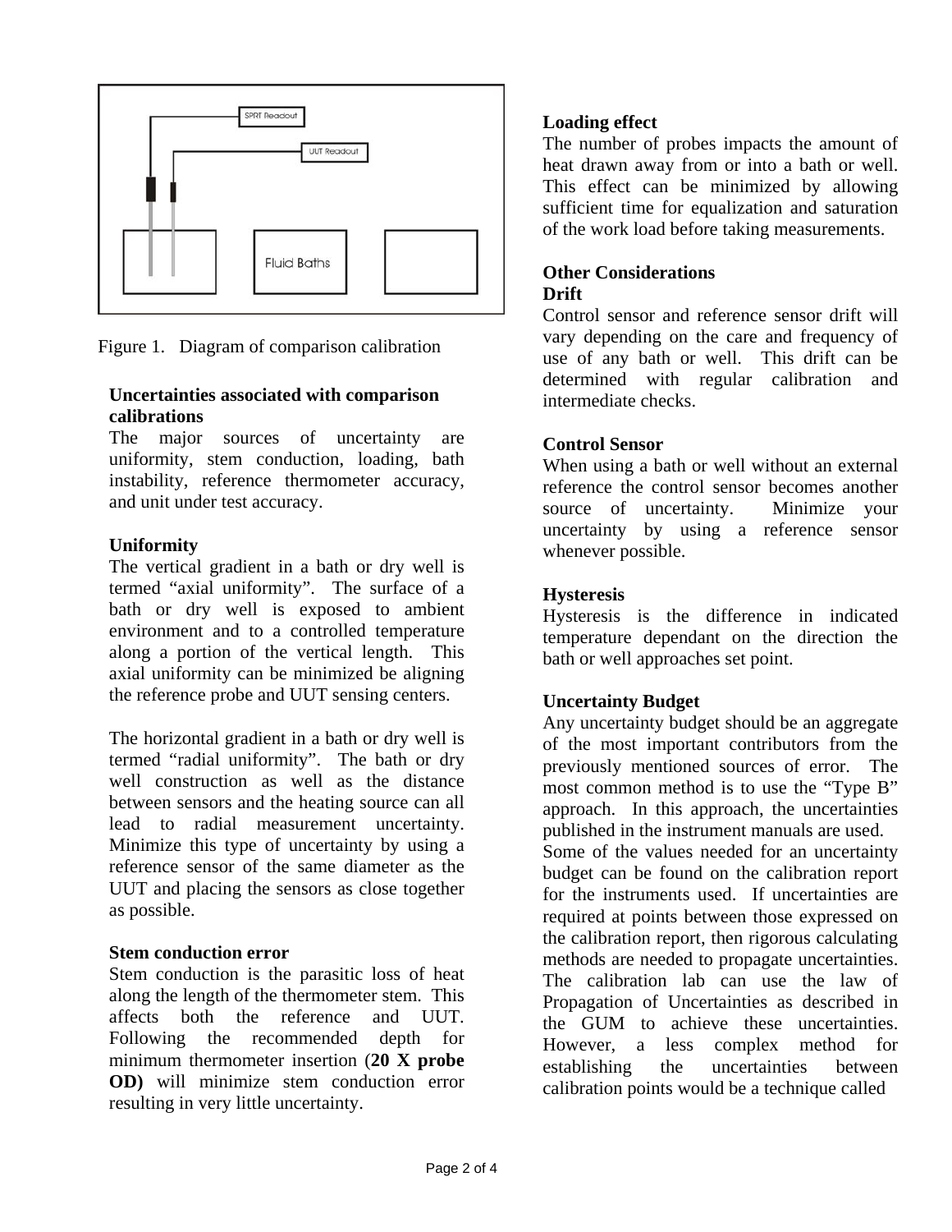Figure 1. Diagram of comparison calibration

**Uncertainties associated with comparison calibrations**

The major sources of uncertainty are uniformity, stem conduction, loading, bath instability, reference thermometer accuracy, and unit under test accuracy.

**Uniformity**

The vertical gradient in a bath or dry well is termed "axial uniformity". The surface of a bath or dry well is exposed to ambient environment and to a controlled temperature along a portion of the vertical length. This axial uniformity can be minimized be aligning the reference probe and UUT sensing centers.

The horizontal gradient in a bath or dry well is termed "radial uniformity". The bath or dry well construction as well as the distance between sensors and the heating source can all lead to radial measurement uncertainty. Minimize this type of uncertainty by using a reference sensor of the same diameter as the UUT and placing the sensors as close together as possible.

**Stem conduction error**

Stem conduction is the parasitic loss of heat along the length of the thermometer stem. This affects both the reference and UUT. Following the recommended depth for minimum thermometer insertion (**20 X probe OD)** will minimize stem conduction error resulting in very little uncertainty.

**Loading effect**

The number of probes impacts the amount of heat drawn away from or into a bath or well. This effect can be minimized by allowing sufficient time for equalization and saturation of the work load before taking measurements.

**Other Considerations**

**Drift**

Control sensor and reference sensor drift will vary depending on the care and frequency of use of any bath or well. This drift can be determined with regular calibration and intermediate checks.

**Control Sensor**

When using a bath or well without an external reference the control sensor becomes another source of uncertainty. Minimize your uncertainty by using a reference sensor whenever possible.

**Hysteresis**

Hysteresis is the difference in indicated temperature dependant on the direction the bath or well approaches set point.

**Uncertainty Budget**

Any uncertainty budget should be an aggregate of the most important contributors from the previously mentioned sources of error. The most common method is to use the "Type B" approach. In this approach, the uncertainties published in the instrument manuals are used.
Some of the values needed for an uncertainty budget can be found on the calibration report for the instruments used. If uncertainties are required at points between those expressed on the calibration report, then rigorous calculating methods are needed to propagate uncertainties. The calibration lab can use the law of Propagation of Uncertainties as described in the GUM to achieve these uncertainties. However, a less complex method for establishing the uncertainties between calibration points would be a technique called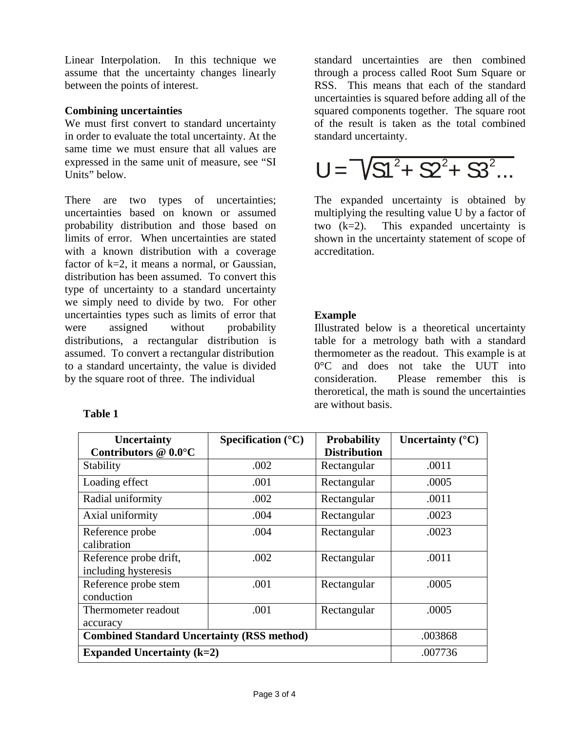Linear Interpolation. In this technique we assume that the uncertainty changes linearly between the points of interest.

**Combining uncertainties**

We must first convert to standard uncertainty in order to evaluate the total uncertainty. At the same time we must ensure that all values are expressed in the same unit of measure, see "SI Units" below.

There are two types of uncertainties; uncertainties based on known or assumed probability distribution and those based on limits of error. When uncertainties are stated with a known distribution with a coverage factor of k=2, it means a normal, or Gaussian, distribution has been assumed. To convert this type of uncertainty to a standard uncertainty we simply need to divide by two. For other uncertainties types such as limits of error that were assigned without probability distributions, a rectangular distribution is assumed. To convert a rectangular distribution to a standard uncertainty, the value is divided by the square root of three. The individual standard uncertainties are then combined through a process called Root Sum Square or RSS. This means that each of the standard uncertainties is squared before adding all of the squared components together. The square root of the result is taken as the total combined standard uncertainty.

$$U = \sqrt{S1^2 + S2^2 + S3^2 \ldots}$$

The expanded uncertainty is obtained by multiplying the resulting value U by a factor of two (k=2). This expanded uncertainty is shown in the uncertainty statement of scope of accreditation.

**Example**

Illustrated below is a theoretical uncertainty table for a metrology bath with a standard thermometer as the readout. This example is at 0°C and does not take the UUT into consideration. Please remember this is theroretical, the math is sound the uncertainties are without basis.

**Table 1**

| Uncertainty Contributors @ 0.0°C | Specification (°C) | Probability Distribution | Uncertainty (°C) |
|---|---|---|---|
| Stability | .002 | Rectangular | .0011 |
| Loading effect | .001 | Rectangular | .0005 |
| Radial uniformity | .002 | Rectangular | .0011 |
| Axial uniformity | .004 | Rectangular | .0023 |
| Reference probe calibration | .004 | Rectangular | .0023 |
| Reference probe drift, including hysteresis | .002 | Rectangular | .0011 |
| Reference probe stem conduction | .001 | Rectangular | .0005 |
| Thermometer readout accuracy | .001 | Rectangular | .0005 |
| **Combined Standard Uncertainty (RSS method)** | | | .003868 |
| **Expanded Uncertainty (k=2)** | | | .007736 |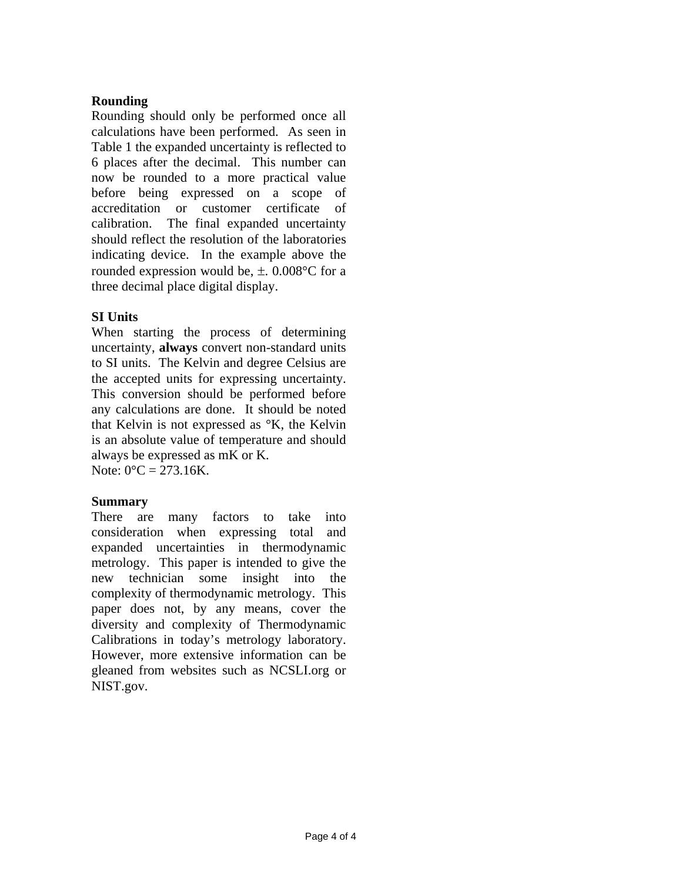**Rounding**

Rounding should only be performed once all calculations have been performed. As seen in Table 1 the expanded uncertainty is reflected to 6 places after the decimal. This number can now be rounded to a more practical value before being expressed on a scope of accreditation or customer certificate of calibration. The final expanded uncertainty should reflect the resolution of the laboratories indicating device. In the example above the rounded expression would be, ±. 0.008°C for a three decimal place digital display.

**SI Units**

When starting the process of determining uncertainty, **always** convert non-standard units to SI units. The Kelvin and degree Celsius are the accepted units for expressing uncertainty. This conversion should be performed before any calculations are done. It should be noted that Kelvin is not expressed as °K, the Kelvin is an absolute value of temperature and should always be expressed as mK or K.

Note: 0°C = 273.16K.

**Summary**

There are many factors to take into consideration when expressing total and expanded uncertainties in thermodynamic metrology. This paper is intended to give the new technician some insight into the complexity of thermodynamic metrology. This paper does not, by any means, cover the diversity and complexity of Thermodynamic Calibrations in today's metrology laboratory. However, more extensive information can be gleaned from websites such as NCSLI.org or NIST.gov.